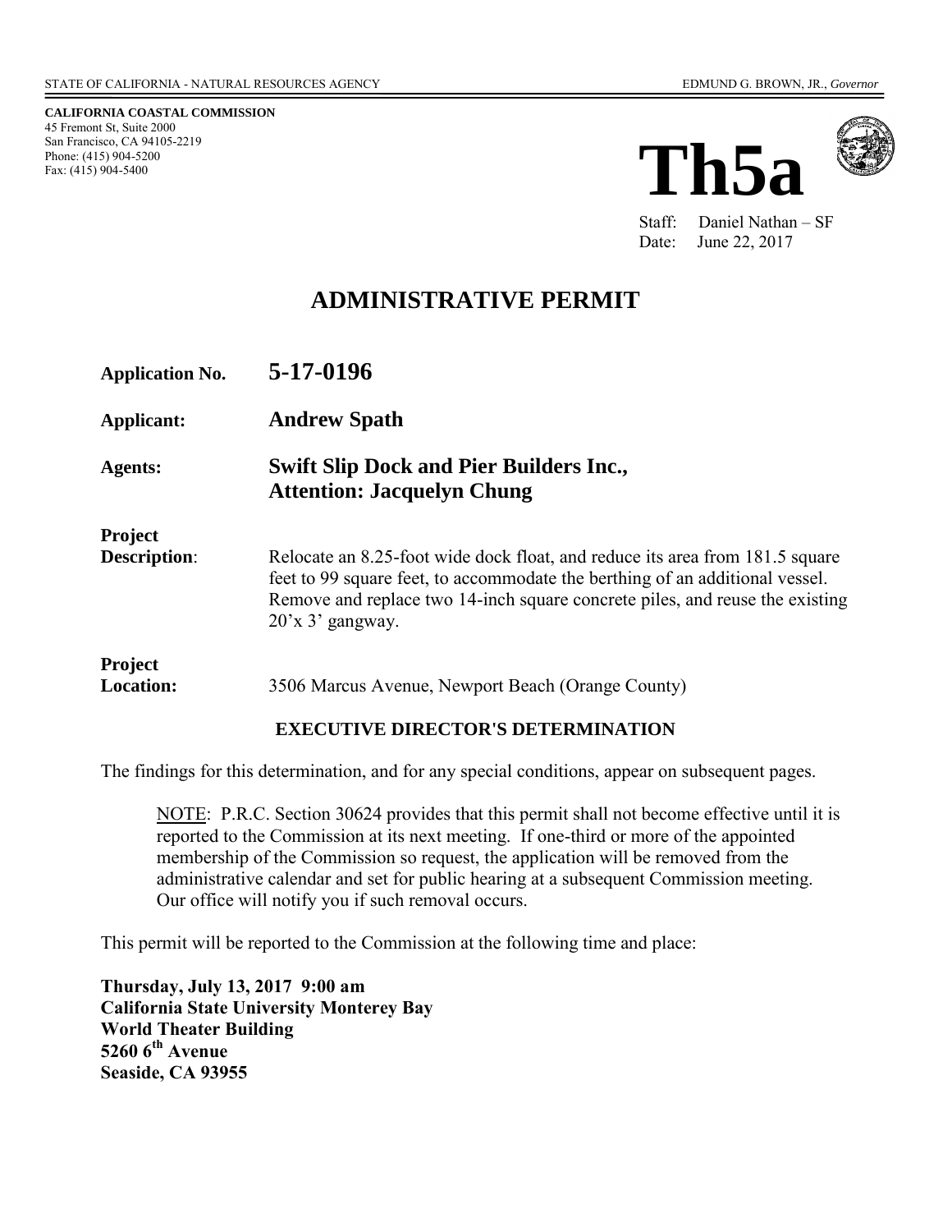STATE OF CALIFORNIA - NATURAL RESOURCES AGENCY

EDMUND G. BROWN, JR., *Governor*

**CALIFORNIA COASTAL COMMISSION**
45 Fremont St, Suite 2000
San Francisco, CA 94105-2219
Phone: (415) 904-5200
Fax: (415) 904-5400

# Th5a

Staff: Daniel Nathan – SF
Date: June 22, 2017

## ADMINISTRATIVE PERMIT

**Application No.** **5-17-0196**

**Applicant:** **Andrew Spath**

**Agents:** **Swift Slip Dock and Pier Builders Inc., Attention: Jacquelyn Chung**

**Project Description**: Relocate an 8.25-foot wide dock float, and reduce its area from 181.5 square feet to 99 square feet, to accommodate the berthing of an additional vessel. Remove and replace two 14-inch square concrete piles, and reuse the existing 20'x 3' gangway.

**Project Location:** 3506 Marcus Avenue, Newport Beach (Orange County)

**EXECUTIVE DIRECTOR'S DETERMINATION**

The findings for this determination, and for any special conditions, appear on subsequent pages.

NOTE: P.R.C. Section 30624 provides that this permit shall not become effective until it is reported to the Commission at its next meeting. If one-third or more of the appointed membership of the Commission so request, the application will be removed from the administrative calendar and set for public hearing at a subsequent Commission meeting. Our office will notify you if such removal occurs.

This permit will be reported to the Commission at the following time and place:

**Thursday, July 13, 2017 9:00 am**
**California State University Monterey Bay**
**World Theater Building**
**5260 6th Avenue**
**Seaside, CA 93955**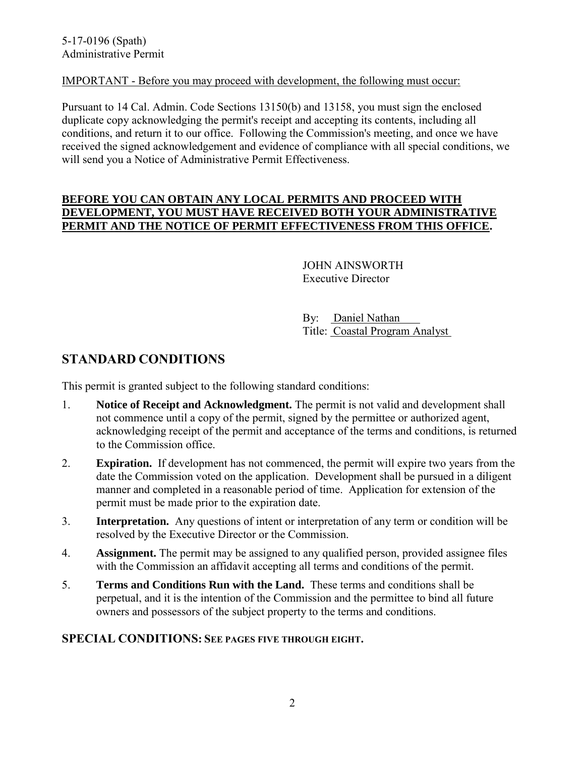IMPORTANT - Before you may proceed with development, the following must occur:

Pursuant to 14 Cal. Admin. Code Sections 13150(b) and 13158, you must sign the enclosed duplicate copy acknowledging the permit's receipt and accepting its contents, including all conditions, and return it to our office. Following the Commission's meeting, and once we have received the signed acknowledgement and evidence of compliance with all special conditions, we will send you a Notice of Administrative Permit Effectiveness.

**BEFORE YOU CAN OBTAIN ANY LOCAL PERMITS AND PROCEED WITH DEVELOPMENT, YOU MUST HAVE RECEIVED BOTH YOUR ADMINISTRATIVE PERMIT AND THE NOTICE OF PERMIT EFFECTIVENESS FROM THIS OFFICE.**

JOHN AINSWORTH
Executive Director

By: Daniel Nathan
Title: Coastal Program Analyst

## STANDARD CONDITIONS

This permit is granted subject to the following standard conditions:

1. **Notice of Receipt and Acknowledgment.** The permit is not valid and development shall not commence until a copy of the permit, signed by the permittee or authorized agent, acknowledging receipt of the permit and acceptance of the terms and conditions, is returned to the Commission office.
2. **Expiration.** If development has not commenced, the permit will expire two years from the date the Commission voted on the application. Development shall be pursued in a diligent manner and completed in a reasonable period of time. Application for extension of the permit must be made prior to the expiration date.
3. **Interpretation.** Any questions of intent or interpretation of any term or condition will be resolved by the Executive Director or the Commission.
4. **Assignment.** The permit may be assigned to any qualified person, provided assignee files with the Commission an affidavit accepting all terms and conditions of the permit.
5. **Terms and Conditions Run with the Land.** These terms and conditions shall be perpetual, and it is the intention of the Commission and the permittee to bind all future owners and possessors of the subject property to the terms and conditions.

## SPECIAL CONDITIONS: SEE PAGES FIVE THROUGH EIGHT.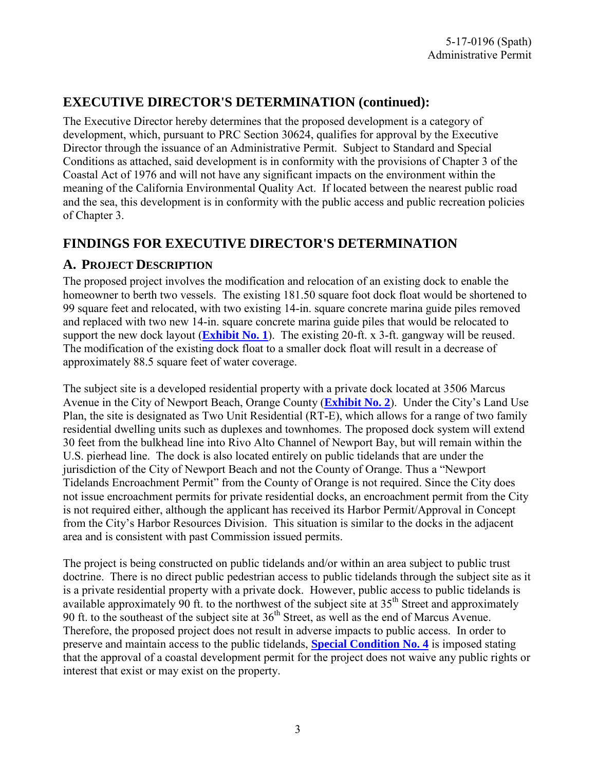## EXECUTIVE DIRECTOR'S DETERMINATION (continued):

The Executive Director hereby determines that the proposed development is a category of development, which, pursuant to PRC Section 30624, qualifies for approval by the Executive Director through the issuance of an Administrative Permit. Subject to Standard and Special Conditions as attached, said development is in conformity with the provisions of Chapter 3 of the Coastal Act of 1976 and will not have any significant impacts on the environment within the meaning of the California Environmental Quality Act. If located between the nearest public road and the sea, this development is in conformity with the public access and public recreation policies of Chapter 3.

## FINDINGS FOR EXECUTIVE DIRECTOR'S DETERMINATION

### A. PROJECT DESCRIPTION

The proposed project involves the modification and relocation of an existing dock to enable the homeowner to berth two vessels. The existing 181.50 square foot dock float would be shortened to 99 square feet and relocated, with two existing 14-in. square concrete marina guide piles removed and replaced with two new 14-in. square concrete marina guide piles that would be relocated to support the new dock layout (**Exhibit No. 1**). The existing 20-ft. x 3-ft. gangway will be reused. The modification of the existing dock float to a smaller dock float will result in a decrease of approximately 88.5 square feet of water coverage.

The subject site is a developed residential property with a private dock located at 3506 Marcus Avenue in the City of Newport Beach, Orange County (**Exhibit No. 2**). Under the City's Land Use Plan, the site is designated as Two Unit Residential (RT-E), which allows for a range of two family residential dwelling units such as duplexes and townhomes. The proposed dock system will extend 30 feet from the bulkhead line into Rivo Alto Channel of Newport Bay, but will remain within the U.S. pierhead line. The dock is also located entirely on public tidelands that are under the jurisdiction of the City of Newport Beach and not the County of Orange. Thus a "Newport Tidelands Encroachment Permit" from the County of Orange is not required. Since the City does not issue encroachment permits for private residential docks, an encroachment permit from the City is not required either, although the applicant has received its Harbor Permit/Approval in Concept from the City's Harbor Resources Division. This situation is similar to the docks in the adjacent area and is consistent with past Commission issued permits.

The project is being constructed on public tidelands and/or within an area subject to public trust doctrine. There is no direct public pedestrian access to public tidelands through the subject site as it is a private residential property with a private dock. However, public access to public tidelands is available approximately 90 ft. to the northwest of the subject site at 35th Street and approximately 90 ft. to the southeast of the subject site at 36th Street, as well as the end of Marcus Avenue. Therefore, the proposed project does not result in adverse impacts to public access. In order to preserve and maintain access to the public tidelands, **Special Condition No. 4** is imposed stating that the approval of a coastal development permit for the project does not waive any public rights or interest that exist or may exist on the property.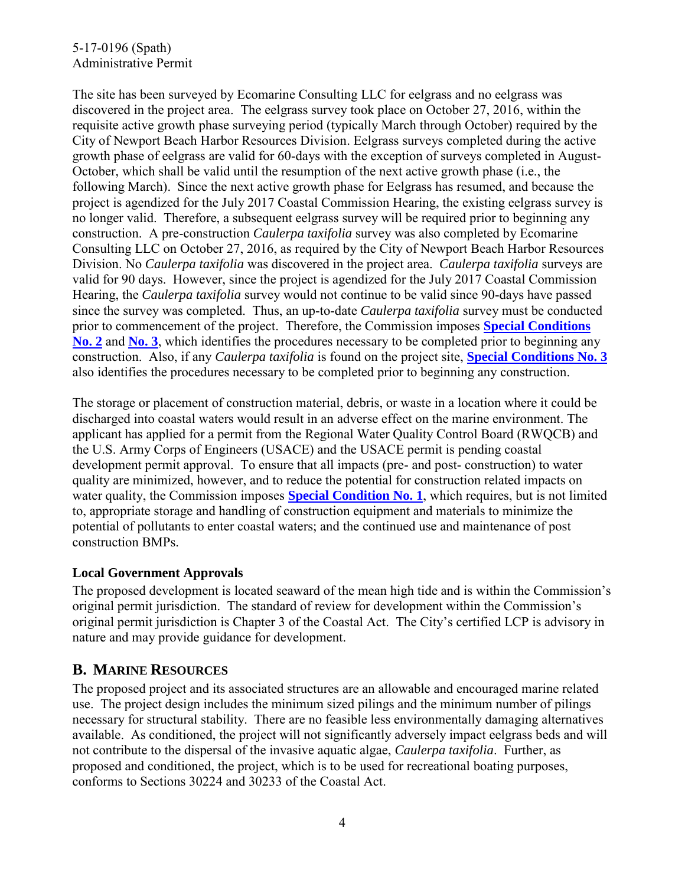The site has been surveyed by Ecomarine Consulting LLC for eelgrass and no eelgrass was discovered in the project area. The eelgrass survey took place on October 27, 2016, within the requisite active growth phase surveying period (typically March through October) required by the City of Newport Beach Harbor Resources Division. Eelgrass surveys completed during the active growth phase of eelgrass are valid for 60-days with the exception of surveys completed in August-October, which shall be valid until the resumption of the next active growth phase (i.e., the following March). Since the next active growth phase for Eelgrass has resumed, and because the project is agendized for the July 2017 Coastal Commission Hearing, the existing eelgrass survey is no longer valid. Therefore, a subsequent eelgrass survey will be required prior to beginning any construction. A pre-construction *Caulerpa taxifolia* survey was also completed by Ecomarine Consulting LLC on October 27, 2016, as required by the City of Newport Beach Harbor Resources Division. No *Caulerpa taxifolia* was discovered in the project area. *Caulerpa taxifolia* surveys are valid for 90 days. However, since the project is agendized for the July 2017 Coastal Commission Hearing, the *Caulerpa taxifolia* survey would not continue to be valid since 90-days have passed since the survey was completed. Thus, an up-to-date *Caulerpa taxifolia* survey must be conducted prior to commencement of the project. Therefore, the Commission imposes **Special Conditions No. 2** and **No. 3**, which identifies the procedures necessary to be completed prior to beginning any construction. Also, if any *Caulerpa taxifolia* is found on the project site, **Special Conditions No. 3** also identifies the procedures necessary to be completed prior to beginning any construction.

The storage or placement of construction material, debris, or waste in a location where it could be discharged into coastal waters would result in an adverse effect on the marine environment. The applicant has applied for a permit from the Regional Water Quality Control Board (RWQCB) and the U.S. Army Corps of Engineers (USACE) and the USACE permit is pending coastal development permit approval. To ensure that all impacts (pre- and post- construction) to water quality are minimized, however, and to reduce the potential for construction related impacts on water quality, the Commission imposes **Special Condition No. 1**, which requires, but is not limited to, appropriate storage and handling of construction equipment and materials to minimize the potential of pollutants to enter coastal waters; and the continued use and maintenance of post construction BMPs.

### Local Government Approvals

The proposed development is located seaward of the mean high tide and is within the Commission's original permit jurisdiction. The standard of review for development within the Commission's original permit jurisdiction is Chapter 3 of the Coastal Act. The City's certified LCP is advisory in nature and may provide guidance for development.

## B. Marine Resources

The proposed project and its associated structures are an allowable and encouraged marine related use. The project design includes the minimum sized pilings and the minimum number of pilings necessary for structural stability. There are no feasible less environmentally damaging alternatives available. As conditioned, the project will not significantly adversely impact eelgrass beds and will not contribute to the dispersal of the invasive aquatic algae, *Caulerpa taxifolia*. Further, as proposed and conditioned, the project, which is to be used for recreational boating purposes, conforms to Sections 30224 and 30233 of the Coastal Act.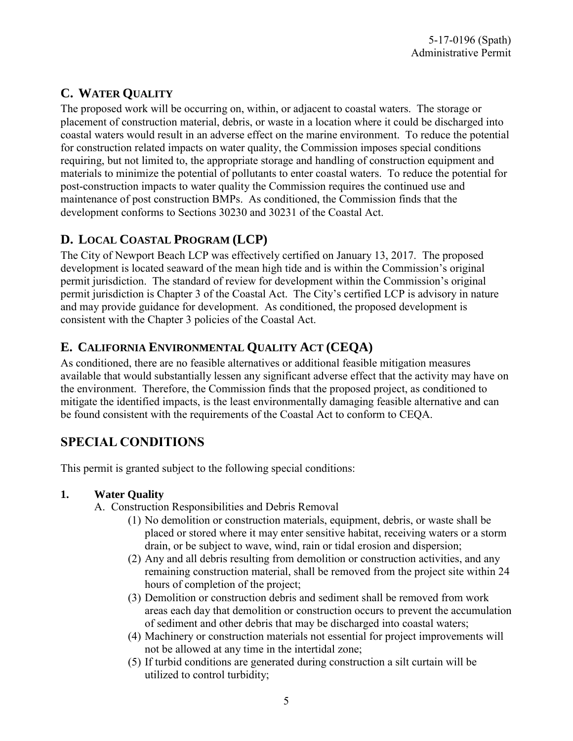## C. WATER QUALITY

The proposed work will be occurring on, within, or adjacent to coastal waters. The storage or placement of construction material, debris, or waste in a location where it could be discharged into coastal waters would result in an adverse effect on the marine environment. To reduce the potential for construction related impacts on water quality, the Commission imposes special conditions requiring, but not limited to, the appropriate storage and handling of construction equipment and materials to minimize the potential of pollutants to enter coastal waters. To reduce the potential for post-construction impacts to water quality the Commission requires the continued use and maintenance of post construction BMPs. As conditioned, the Commission finds that the development conforms to Sections 30230 and 30231 of the Coastal Act.

## D. LOCAL COASTAL PROGRAM (LCP)

The City of Newport Beach LCP was effectively certified on January 13, 2017. The proposed development is located seaward of the mean high tide and is within the Commission's original permit jurisdiction. The standard of review for development within the Commission's original permit jurisdiction is Chapter 3 of the Coastal Act. The City's certified LCP is advisory in nature and may provide guidance for development. As conditioned, the proposed development is consistent with the Chapter 3 policies of the Coastal Act.

## E. CALIFORNIA ENVIRONMENTAL QUALITY ACT (CEQA)

As conditioned, there are no feasible alternatives or additional feasible mitigation measures available that would substantially lessen any significant adverse effect that the activity may have on the environment. Therefore, the Commission finds that the proposed project, as conditioned to mitigate the identified impacts, is the least environmentally damaging feasible alternative and can be found consistent with the requirements of the Coastal Act to conform to CEQA.

# SPECIAL CONDITIONS

This permit is granted subject to the following special conditions:

**1. Water Quality**

A. Construction Responsibilities and Debris Removal

(1) No demolition or construction materials, equipment, debris, or waste shall be placed or stored where it may enter sensitive habitat, receiving waters or a storm drain, or be subject to wave, wind, rain or tidal erosion and dispersion;

(2) Any and all debris resulting from demolition or construction activities, and any remaining construction material, shall be removed from the project site within 24 hours of completion of the project;

(3) Demolition or construction debris and sediment shall be removed from work areas each day that demolition or construction occurs to prevent the accumulation of sediment and other debris that may be discharged into coastal waters;

(4) Machinery or construction materials not essential for project improvements will not be allowed at any time in the intertidal zone;

(5) If turbid conditions are generated during construction a silt curtain will be utilized to control turbidity;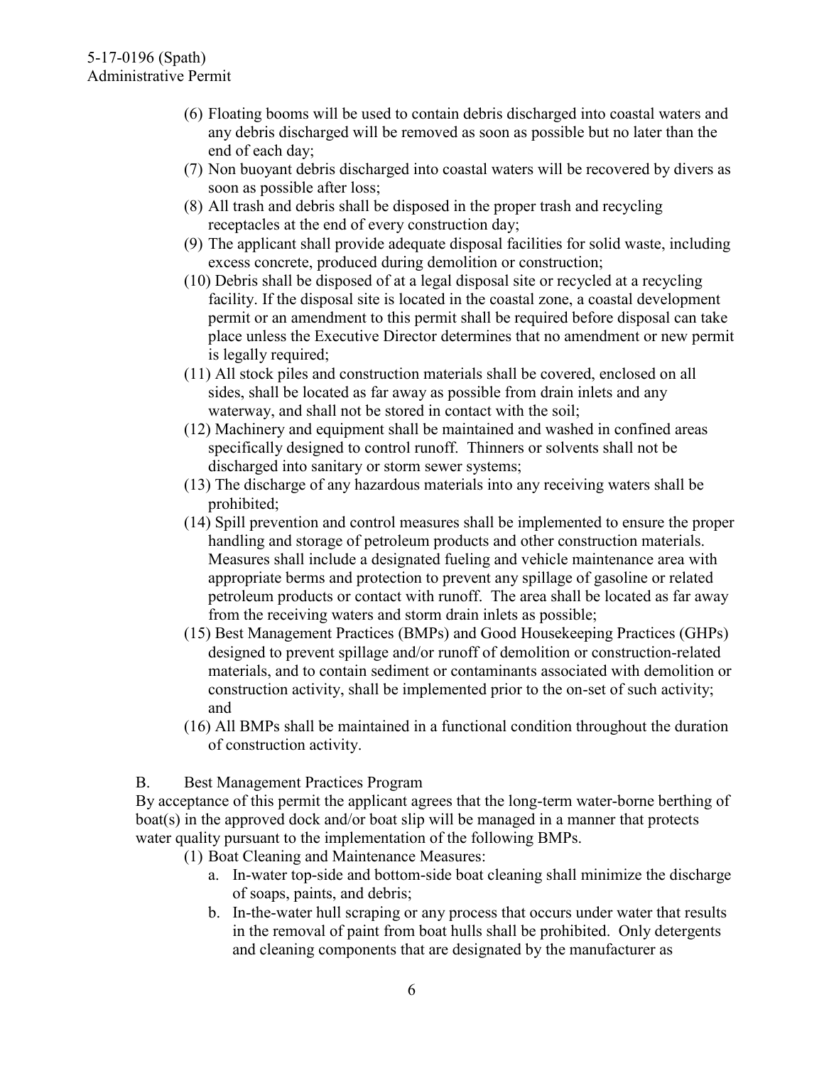(6) Floating booms will be used to contain debris discharged into coastal waters and any debris discharged will be removed as soon as possible but no later than the end of each day;

(7) Non buoyant debris discharged into coastal waters will be recovered by divers as soon as possible after loss;

(8) All trash and debris shall be disposed in the proper trash and recycling receptacles at the end of every construction day;

(9) The applicant shall provide adequate disposal facilities for solid waste, including excess concrete, produced during demolition or construction;

(10) Debris shall be disposed of at a legal disposal site or recycled at a recycling facility. If the disposal site is located in the coastal zone, a coastal development permit or an amendment to this permit shall be required before disposal can take place unless the Executive Director determines that no amendment or new permit is legally required;

(11) All stock piles and construction materials shall be covered, enclosed on all sides, shall be located as far away as possible from drain inlets and any waterway, and shall not be stored in contact with the soil;

(12) Machinery and equipment shall be maintained and washed in confined areas specifically designed to control runoff. Thinners or solvents shall not be discharged into sanitary or storm sewer systems;

(13) The discharge of any hazardous materials into any receiving waters shall be prohibited;

(14) Spill prevention and control measures shall be implemented to ensure the proper handling and storage of petroleum products and other construction materials. Measures shall include a designated fueling and vehicle maintenance area with appropriate berms and protection to prevent any spillage of gasoline or related petroleum products or contact with runoff. The area shall be located as far away from the receiving waters and storm drain inlets as possible;

(15) Best Management Practices (BMPs) and Good Housekeeping Practices (GHPs) designed to prevent spillage and/or runoff of demolition or construction-related materials, and to contain sediment or contaminants associated with demolition or construction activity, shall be implemented prior to the on-set of such activity; and

(16) All BMPs shall be maintained in a functional condition throughout the duration of construction activity.

B. Best Management Practices Program

By acceptance of this permit the applicant agrees that the long-term water-borne berthing of boat(s) in the approved dock and/or boat slip will be managed in a manner that protects water quality pursuant to the implementation of the following BMPs.

(1) Boat Cleaning and Maintenance Measures:

a. In-water top-side and bottom-side boat cleaning shall minimize the discharge of soaps, paints, and debris;

b. In-the-water hull scraping or any process that occurs under water that results in the removal of paint from boat hulls shall be prohibited. Only detergents and cleaning components that are designated by the manufacturer as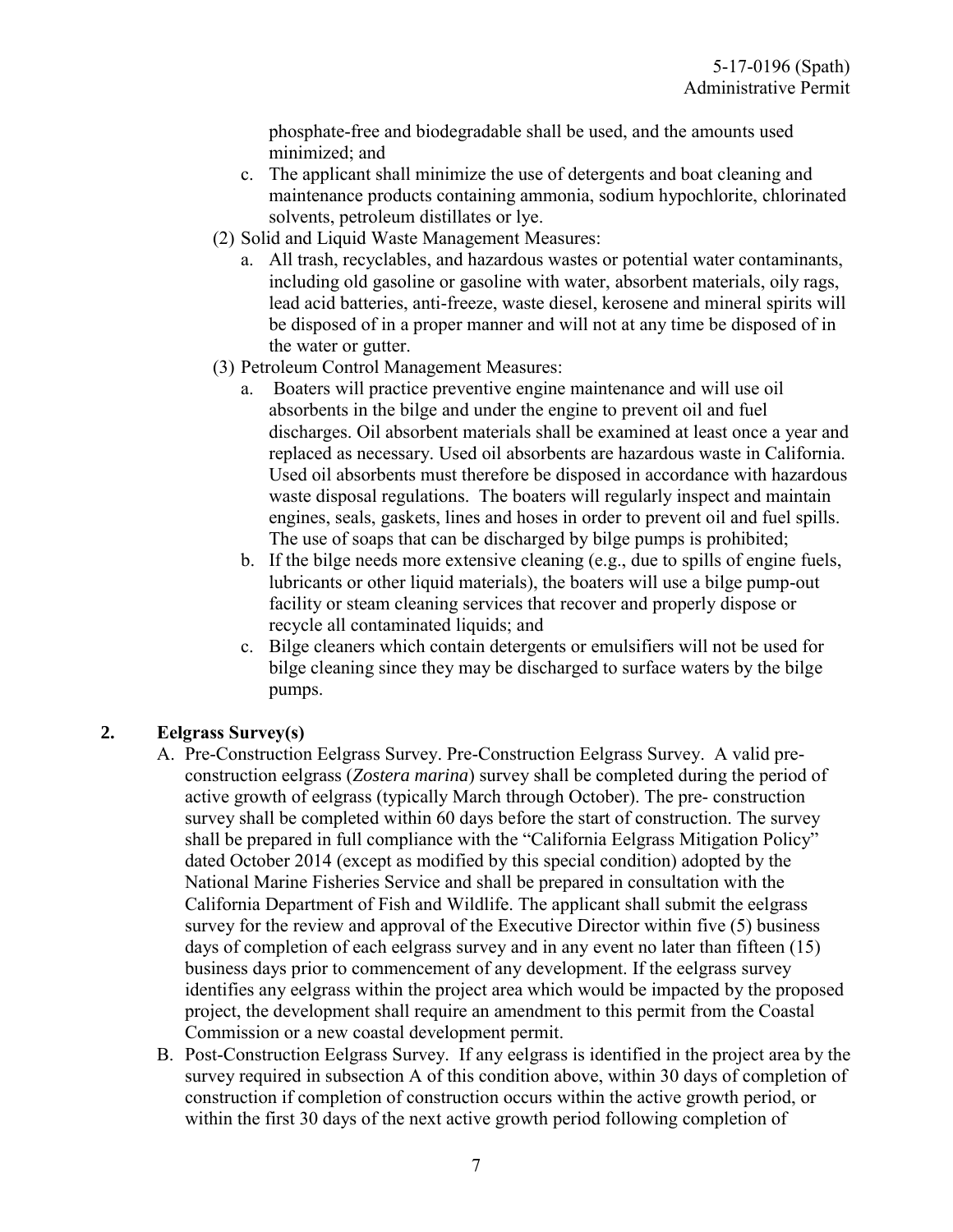phosphate-free and biodegradable shall be used, and the amounts used minimized; and

   c. The applicant shall minimize the use of detergents and boat cleaning and maintenance products containing ammonia, sodium hypochlorite, chlorinated solvents, petroleum distillates or lye.

(2) Solid and Liquid Waste Management Measures:

   a. All trash, recyclables, and hazardous wastes or potential water contaminants, including old gasoline or gasoline with water, absorbent materials, oily rags, lead acid batteries, anti-freeze, waste diesel, kerosene and mineral spirits will be disposed of in a proper manner and will not at any time be disposed of in the water or gutter.

(3) Petroleum Control Management Measures:

   a. Boaters will practice preventive engine maintenance and will use oil absorbents in the bilge and under the engine to prevent oil and fuel discharges. Oil absorbent materials shall be examined at least once a year and replaced as necessary. Used oil absorbents are hazardous waste in California. Used oil absorbents must therefore be disposed in accordance with hazardous waste disposal regulations. The boaters will regularly inspect and maintain engines, seals, gaskets, lines and hoses in order to prevent oil and fuel spills. The use of soaps that can be discharged by bilge pumps is prohibited;

   b. If the bilge needs more extensive cleaning (e.g., due to spills of engine fuels, lubricants or other liquid materials), the boaters will use a bilge pump-out facility or steam cleaning services that recover and properly dispose or recycle all contaminated liquids; and

   c. Bilge cleaners which contain detergents or emulsifiers will not be used for bilge cleaning since they may be discharged to surface waters by the bilge pumps.

## 2. Eelgrass Survey(s)

A. Pre-Construction Eelgrass Survey. Pre-Construction Eelgrass Survey. A valid pre-construction eelgrass (*Zostera marina*) survey shall be completed during the period of active growth of eelgrass (typically March through October). The pre- construction survey shall be completed within 60 days before the start of construction. The survey shall be prepared in full compliance with the "California Eelgrass Mitigation Policy" dated October 2014 (except as modified by this special condition) adopted by the National Marine Fisheries Service and shall be prepared in consultation with the California Department of Fish and Wildlife. The applicant shall submit the eelgrass survey for the review and approval of the Executive Director within five (5) business days of completion of each eelgrass survey and in any event no later than fifteen (15) business days prior to commencement of any development. If the eelgrass survey identifies any eelgrass within the project area which would be impacted by the proposed project, the development shall require an amendment to this permit from the Coastal Commission or a new coastal development permit.

B. Post-Construction Eelgrass Survey. If any eelgrass is identified in the project area by the survey required in subsection A of this condition above, within 30 days of completion of construction if completion of construction occurs within the active growth period, or within the first 30 days of the next active growth period following completion of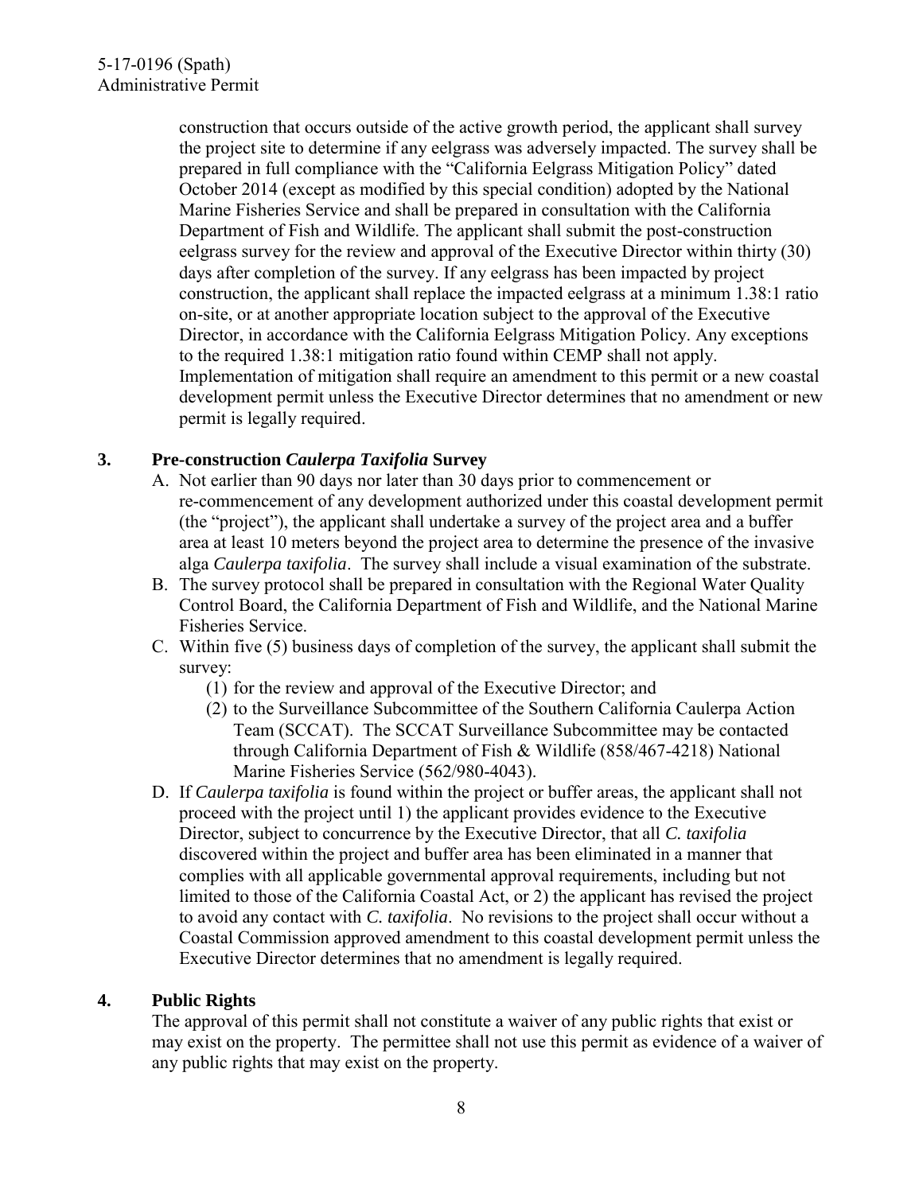construction that occurs outside of the active growth period, the applicant shall survey the project site to determine if any eelgrass was adversely impacted. The survey shall be prepared in full compliance with the "California Eelgrass Mitigation Policy" dated October 2014 (except as modified by this special condition) adopted by the National Marine Fisheries Service and shall be prepared in consultation with the California Department of Fish and Wildlife. The applicant shall submit the post-construction eelgrass survey for the review and approval of the Executive Director within thirty (30) days after completion of the survey. If any eelgrass has been impacted by project construction, the applicant shall replace the impacted eelgrass at a minimum 1.38:1 ratio on-site, or at another appropriate location subject to the approval of the Executive Director, in accordance with the California Eelgrass Mitigation Policy. Any exceptions to the required 1.38:1 mitigation ratio found within CEMP shall not apply. Implementation of mitigation shall require an amendment to this permit or a new coastal development permit unless the Executive Director determines that no amendment or new permit is legally required.

**3. Pre-construction *Caulerpa Taxifolia* Survey**

A. Not earlier than 90 days nor later than 30 days prior to commencement or re-commencement of any development authorized under this coastal development permit (the "project"), the applicant shall undertake a survey of the project area and a buffer area at least 10 meters beyond the project area to determine the presence of the invasive alga *Caulerpa taxifolia*. The survey shall include a visual examination of the substrate.

B. The survey protocol shall be prepared in consultation with the Regional Water Quality Control Board, the California Department of Fish and Wildlife, and the National Marine Fisheries Service.

C. Within five (5) business days of completion of the survey, the applicant shall submit the survey:
   (1) for the review and approval of the Executive Director; and
   (2) to the Surveillance Subcommittee of the Southern California Caulerpa Action Team (SCCAT). The SCCAT Surveillance Subcommittee may be contacted through California Department of Fish & Wildlife (858/467-4218) National Marine Fisheries Service (562/980-4043).

D. If *Caulerpa taxifolia* is found within the project or buffer areas, the applicant shall not proceed with the project until 1) the applicant provides evidence to the Executive Director, subject to concurrence by the Executive Director, that all *C. taxifolia* discovered within the project and buffer area has been eliminated in a manner that complies with all applicable governmental approval requirements, including but not limited to those of the California Coastal Act, or 2) the applicant has revised the project to avoid any contact with *C. taxifolia*. No revisions to the project shall occur without a Coastal Commission approved amendment to this coastal development permit unless the Executive Director determines that no amendment is legally required.

**4. Public Rights**

The approval of this permit shall not constitute a waiver of any public rights that exist or may exist on the property. The permittee shall not use this permit as evidence of a waiver of any public rights that may exist on the property.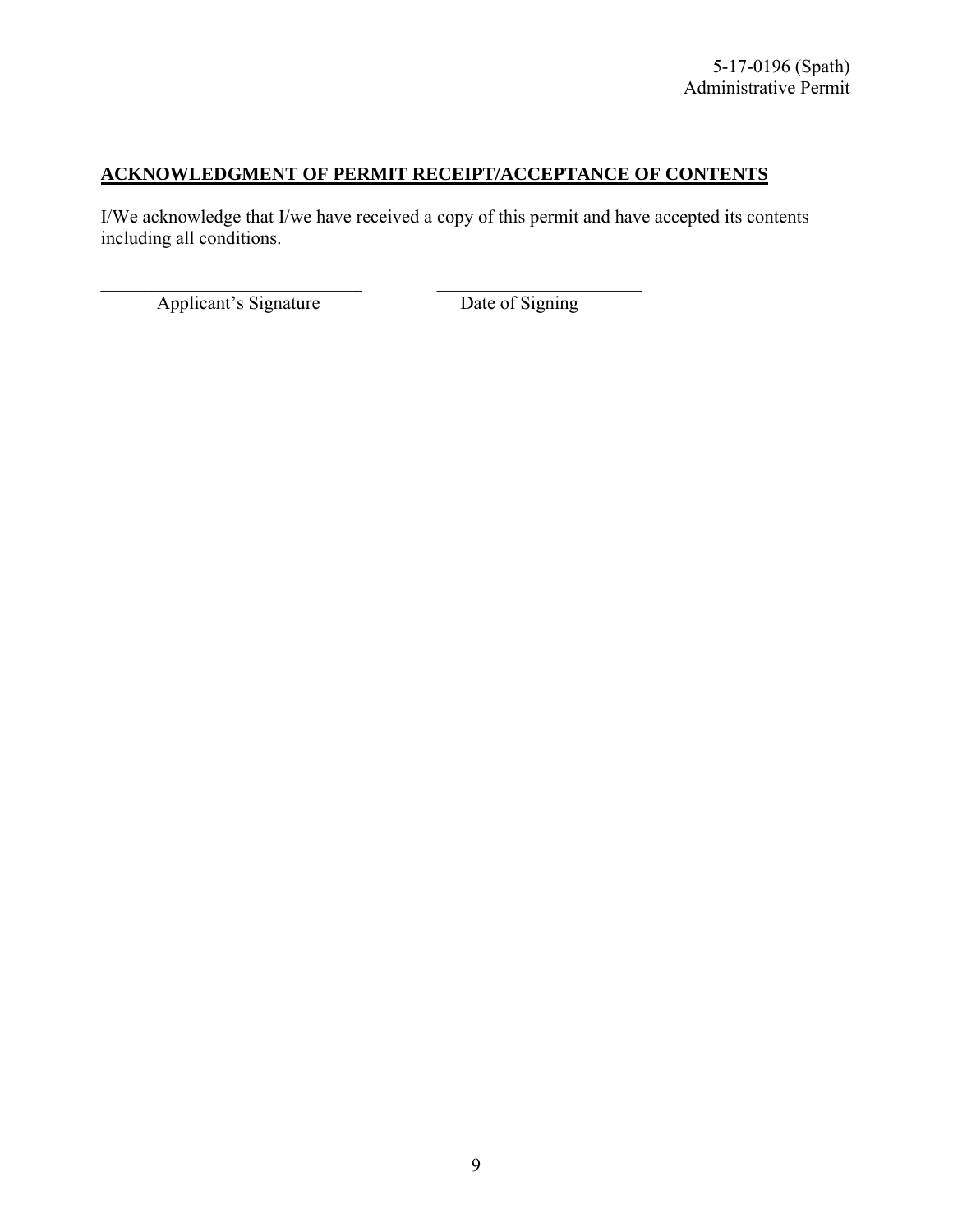## ACKNOWLEDGMENT OF PERMIT RECEIPT/ACCEPTANCE OF CONTENTS

I/We acknowledge that I/we have received a copy of this permit and have accepted its contents including all conditions.

\_\_\_\_\_\_\_\_\_\_\_\_\_\_\_\_\_\_\_\_\_\_\_\_\_\_\_\_\_\_ &nbsp;&nbsp;&nbsp;&nbsp;&nbsp;&nbsp;&nbsp;&nbsp; \_\_\_\_\_\_\_\_\_\_\_\_\_\_\_\_\_\_\_\_\_\_\_\_

Applicant's Signature &nbsp;&nbsp;&nbsp;&nbsp;&nbsp;&nbsp;&nbsp;&nbsp;&nbsp;&nbsp;&nbsp;&nbsp;&nbsp;&nbsp;&nbsp;&nbsp;&nbsp;&nbsp;&nbsp;&nbsp; Date of Signing